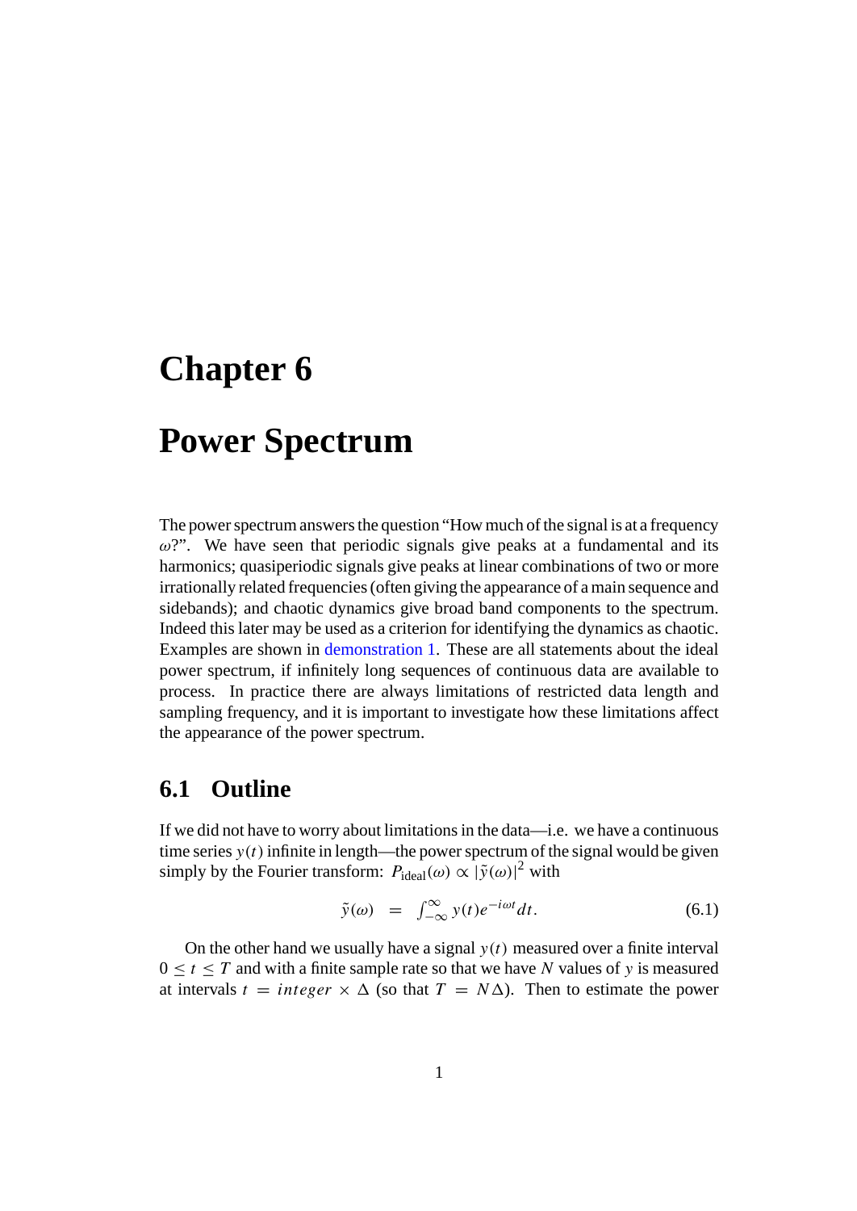# Chapter 6

# Power Spectrum

The power spectrum answers the question "How much of the signal is at a frequency $\omega$?". We have seen that periodic signals give peaks at a fundamental and its harmonics; quasiperiodic signals give peaks at linear combinations of two or more irrationally related frequencies (often giving the appearance of a main sequence and sidebands); and chaotic dynamics give broad band components to the spectrum. Indeed this later may be used as a criterion for identifying the dynamics as chaotic. Examples are shown in demonstration 1. These are all statements about the ideal power spectrum, if infinitely long sequences of continuous data are available to process. In practice there are always limitations of restricted data length and sampling frequency, and it is important to investigate how these limitations affect the appearance of the power spectrum.

## 6.1 Outline

If we did not have to worry about limitations in the data—i.e. we have a continuous time series $y(t)$ infinite in length—the power spectrum of the signal would be given simply by the Fourier transform: $P_{\text{ideal}}(\omega) \propto |\tilde{y}(\omega)|^2$ with

$$\tilde{y}(\omega) = \int_{-\infty}^{\infty} y(t) e^{-i\omega t} dt. \tag{6.1}$$

On the other hand we usually have a signal $y(t)$ measured over a finite interval $0 \leq t \leq T$ and with a finite sample rate so that we have $N$ values of $y$ is measured at intervals $t = integer \times \Delta$ (so that $T = N\Delta$). Then to estimate the power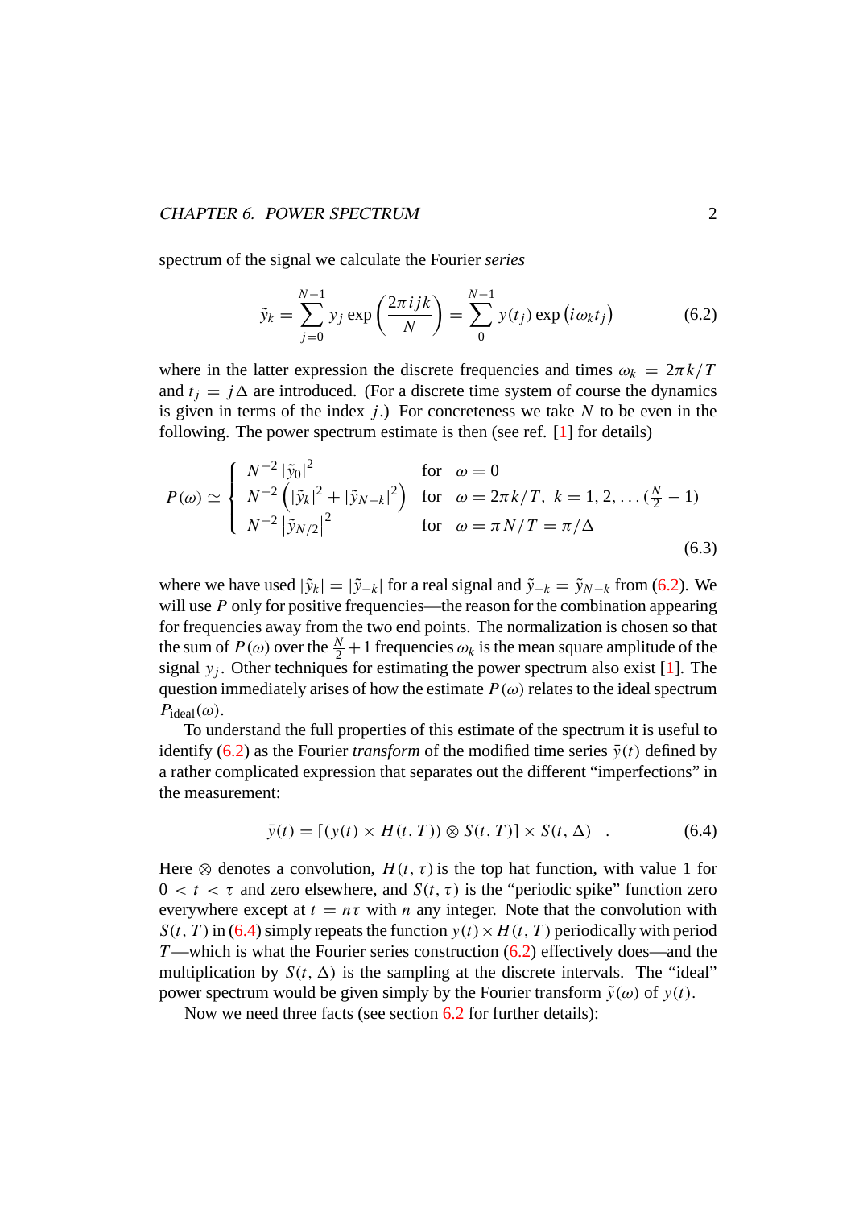spectrum of the signal we calculate the Fourier *series*

$$\tilde{y}_k = \sum_{j=0}^{N-1} y_j \exp\left(\frac{2\pi i j k}{N}\right) = \sum_{0}^{N-1} y(t_j) \exp\left(i\omega_k t_j\right) \tag{6.2}$$

where in the latter expression the discrete frequencies and times $\omega_k = 2\pi k/T$ and $t_j = j\Delta$ are introduced. (For a discrete time system of course the dynamics is given in terms of the index $j$.) For concreteness we take $N$ to be even in the following. The power spectrum estimate is then (see ref. [1] for details)

$$P(\omega) \simeq \begin{cases} N^{-2}\left|\tilde{y}_0\right|^2 & \text{for} \quad \omega = 0 \\ N^{-2}\left(|\tilde{y}_k|^2 + |\tilde{y}_{N-k}|^2\right) & \text{for} \quad \omega = 2\pi k/T, \; k = 1, 2, \ldots (\frac{N}{2}-1) \\ N^{-2}\left|\tilde{y}_{N/2}\right|^2 & \text{for} \quad \omega = \pi N/T = \pi/\Delta \end{cases} \tag{6.3}$$

where we have used $|\tilde{y}_k| = |\tilde{y}_{-k}|$ for a real signal and $\tilde{y}_{-k} = \tilde{y}_{N-k}$ from (6.2). We will use $P$ only for positive frequencies—the reason for the combination appearing for frequencies away from the two end points. The normalization is chosen so that the sum of $P(\omega)$ over the $\frac{N}{2}+1$ frequencies $\omega_k$ is the mean square amplitude of the signal $y_j$. Other techniques for estimating the power spectrum also exist [1]. The question immediately arises of how the estimate $P(\omega)$ relates to the ideal spectrum $P_{\text{ideal}}(\omega)$.

To understand the full properties of this estimate of the spectrum it is useful to identify (6.2) as the Fourier *transform* of the modified time series $\bar{y}(t)$ defined by a rather complicated expression that separates out the different "imperfections" in the measurement:

$$\bar{y}(t) = [(y(t) \times H(t, T)) \otimes S(t, T)] \times S(t, \Delta) \quad . \tag{6.4}$$

Here $\otimes$ denotes a convolution, $H(t, \tau)$ is the top hat function, with value 1 for $0 < t < \tau$ and zero elsewhere, and $S(t, \tau)$ is the "periodic spike" function zero everywhere except at $t = n\tau$ with $n$ any integer. Note that the convolution with $S(t, T)$ in (6.4) simply repeats the function $y(t) \times H(t, T)$ periodically with period $T$—which is what the Fourier series construction (6.2) effectively does—and the multiplication by $S(t, \Delta)$ is the sampling at the discrete intervals. The "ideal" power spectrum would be given simply by the Fourier transform $\tilde{y}(\omega)$ of $y(t)$.

Now we need three facts (see section 6.2 for further details):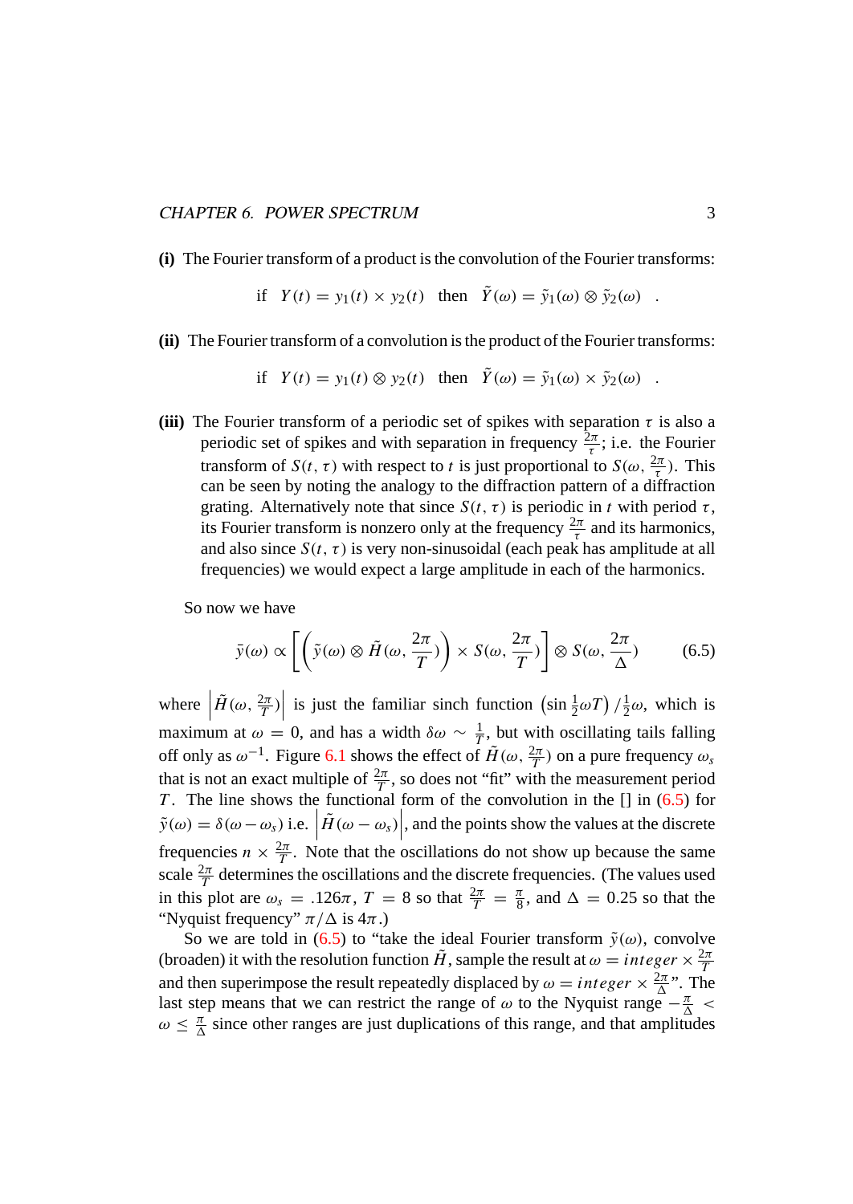**(i)** The Fourier transform of a product is the convolution of the Fourier transforms:

$$\text{if} \quad Y(t) = y_1(t) \times y_2(t) \quad \text{then} \quad \tilde{Y}(\omega) = \tilde{y}_1(\omega) \otimes \tilde{y}_2(\omega) \quad .$$

**(ii)** The Fourier transform of a convolution is the product of the Fourier transforms:

$$\text{if} \quad Y(t) = y_1(t) \otimes y_2(t) \quad \text{then} \quad \tilde{Y}(\omega) = \tilde{y}_1(\omega) \times \tilde{y}_2(\omega) \quad .$$

**(iii)** The Fourier transform of a periodic set of spikes with separation $\tau$ is also a periodic set of spikes and with separation in frequency $\frac{2\pi}{\tau}$; i.e. the Fourier transform of $S(t, \tau)$ with respect to $t$ is just proportional to $S(\omega, \frac{2\pi}{\tau})$. This can be seen by noting the analogy to the diffraction pattern of a diffraction grating. Alternatively note that since $S(t, \tau)$ is periodic in $t$ with period $\tau$, its Fourier transform is nonzero only at the frequency $\frac{2\pi}{\tau}$ and its harmonics, and also since $S(t, \tau)$ is very non-sinusoidal (each peak has amplitude at all frequencies) we would expect a large amplitude in each of the harmonics.

So now we have

$$\bar{y}(\omega) \propto \left[ \left( \tilde{y}(\omega) \otimes \tilde{H}(\omega, \frac{2\pi}{T}) \right) \times S(\omega, \frac{2\pi}{T}) \right] \otimes S(\omega, \frac{2\pi}{\Delta}) \qquad (6.5)$$

where $\left| \tilde{H}(\omega, \frac{2\pi}{T}) \right|$ is just the familiar sinch function $\left( \sin \frac{1}{2}\omega T \right) / \frac{1}{2}\omega$, which is maximum at $\omega = 0$, and has a width $\delta\omega \sim \frac{1}{T}$, but with oscillating tails falling off only as $\omega^{-1}$. Figure 6.1 shows the effect of $\tilde{H}(\omega, \frac{2\pi}{T})$ on a pure frequency $\omega_s$ that is not an exact multiple of $\frac{2\pi}{T}$, so does not "fit" with the measurement period $T$. The line shows the functional form of the convolution in the [] in (6.5) for $\tilde{y}(\omega) = \delta(\omega - \omega_s)$ i.e. $\left| \tilde{H}(\omega - \omega_s) \right|$, and the points show the values at the discrete frequencies $n \times \frac{2\pi}{T}$. Note that the oscillations do not show up because the same scale $\frac{2\pi}{T}$ determines the oscillations and the discrete frequencies. (The values used in this plot are $\omega_s = .126\pi$, $T = 8$ so that $\frac{2\pi}{T} = \frac{\pi}{8}$, and $\Delta = 0.25$ so that the "Nyquist frequency" $\pi/\Delta$ is $4\pi$.)

So we are told in (6.5) to "take the ideal Fourier transform $\tilde{y}(\omega)$, convolve (broaden) it with the resolution function $\tilde{H}$, sample the result at $\omega = integer \times \frac{2\pi}{T}$ and then superimpose the result repeatedly displaced by $\omega = integer \times \frac{2\pi}{\Delta}$". The last step means that we can restrict the range of $\omega$ to the Nyquist range $-\frac{\pi}{\Delta} < \omega \leq \frac{\pi}{\Delta}$ since other ranges are just duplications of this range, and that amplitudes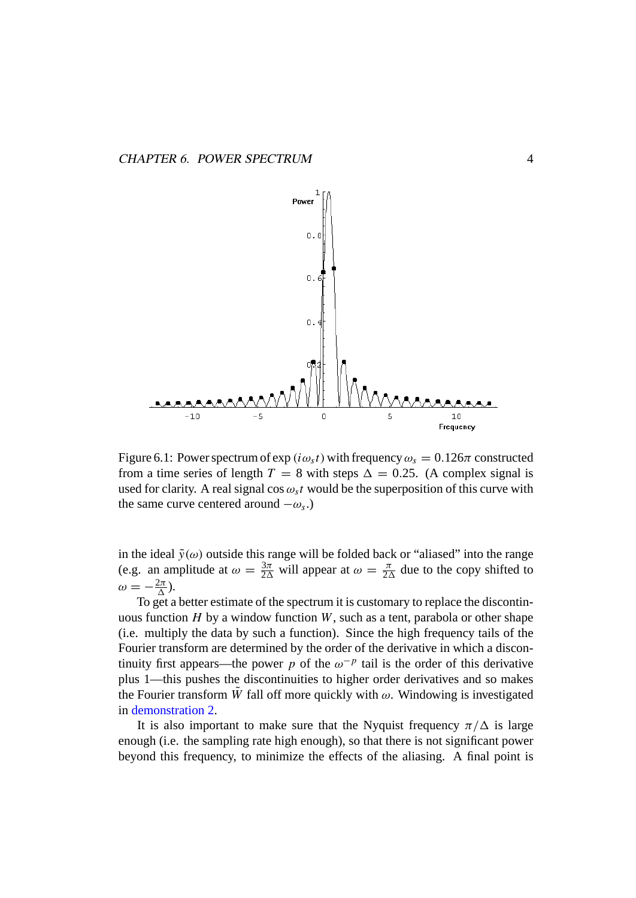Figure 6.1: Power spectrum of $\exp(i\omega_s t)$ with frequency $\omega_s = 0.126\pi$ constructed from a time series of length $T = 8$ with steps $\Delta = 0.25$. (A complex signal is used for clarity. A real signal $\cos \omega_s t$ would be the superposition of this curve with the same curve centered around $-\omega_s$.)

in the ideal $\tilde{y}(\omega)$ outside this range will be folded back or "aliased" into the range (e.g. an amplitude at $\omega = \frac{3\pi}{2\Delta}$ will appear at $\omega = \frac{\pi}{2\Delta}$ due to the copy shifted to $\omega = -\frac{2\pi}{\Delta}$).

To get a better estimate of the spectrum it is customary to replace the discontinuous function $H$ by a window function $W$, such as a tent, parabola or other shape (i.e. multiply the data by such a function). Since the high frequency tails of the Fourier transform are determined by the order of the derivative in which a discontinuity first appears—the power $p$ of the $\omega^{-p}$ tail is the order of this derivative plus 1—this pushes the discontinuities to higher order derivatives and so makes the Fourier transform $\tilde{W}$ fall off more quickly with $\omega$. Windowing is investigated in demonstration 2.

It is also important to make sure that the Nyquist frequency $\pi/\Delta$ is large enough (i.e. the sampling rate high enough), so that there is not significant power beyond this frequency, to minimize the effects of the aliasing. A final point is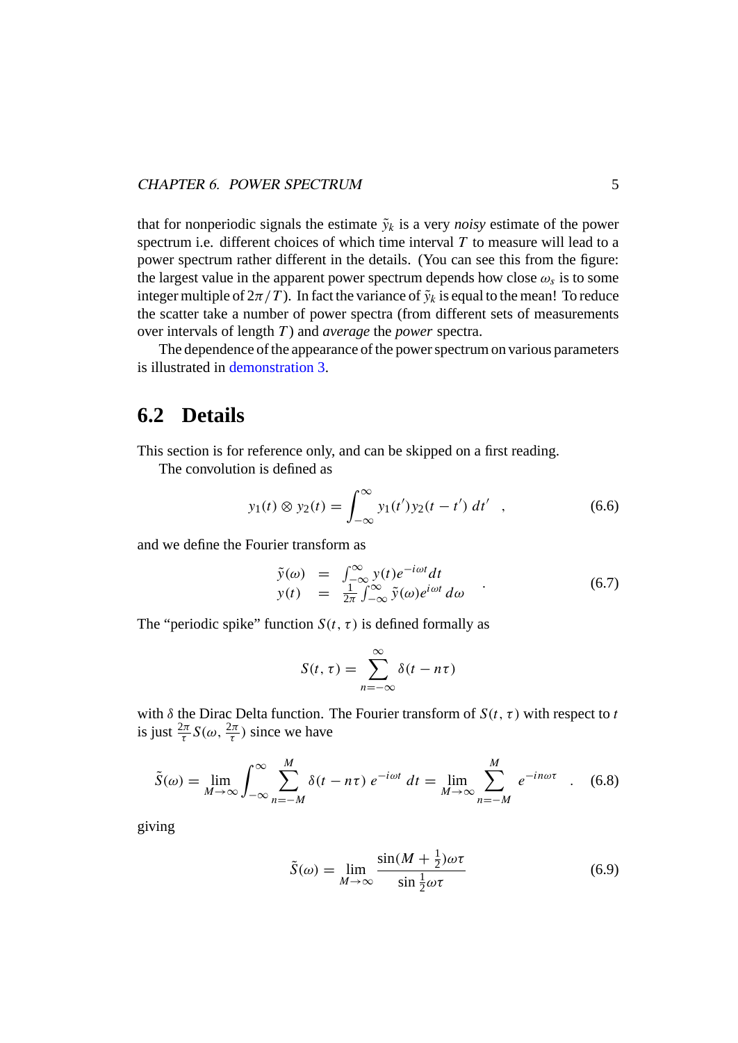that for nonperiodic signals the estimate $\tilde{y}_k$ is a very *noisy* estimate of the power spectrum i.e. different choices of which time interval $T$ to measure will lead to a power spectrum rather different in the details. (You can see this from the figure: the largest value in the apparent power spectrum depends how close $\omega_s$ is to some integer multiple of $2\pi/T$). In fact the variance of $\tilde{y}_k$ is equal to the mean! To reduce the scatter take a number of power spectra (from different sets of measurements over intervals of length $T$) and *average* the *power* spectra.

The dependence of the appearance of the power spectrum on various parameters is illustrated in demonstration 3.

## 6.2 Details

This section is for reference only, and can be skipped on a first reading.

The convolution is defined as

$$y_1(t) \otimes y_2(t) = \int_{-\infty}^{\infty} y_1(t') y_2(t-t')\, dt' \quad , \tag{6.6}$$

and we define the Fourier transform as

$$\begin{aligned} \tilde{y}(\omega) &= \int_{-\infty}^{\infty} y(t) e^{-i\omega t} dt \\ y(t) &= \frac{1}{2\pi} \int_{-\infty}^{\infty} \tilde{y}(\omega) e^{i\omega t}\, d\omega \end{aligned} \quad . \tag{6.7}$$

The "periodic spike" function $S(t,\tau)$ is defined formally as

$$S(t,\tau) = \sum_{n=-\infty}^{\infty} \delta(t - n\tau)$$

with $\delta$ the Dirac Delta function. The Fourier transform of $S(t,\tau)$ with respect to $t$ is just $\frac{2\pi}{\tau} S(\omega, \frac{2\pi}{\tau})$ since we have

$$\tilde{S}(\omega) = \lim_{M\to\infty} \int_{-\infty}^{\infty} \sum_{n=-M}^{M} \delta(t - n\tau)\, e^{-i\omega t}\, dt = \lim_{M\to\infty} \sum_{n=-M}^{M} e^{-in\omega\tau} \quad . \tag{6.8}$$

giving

$$\tilde{S}(\omega) = \lim_{M\to\infty} \frac{\sin(M+\frac{1}{2})\omega\tau}{\sin\frac{1}{2}\omega\tau} \tag{6.9}$$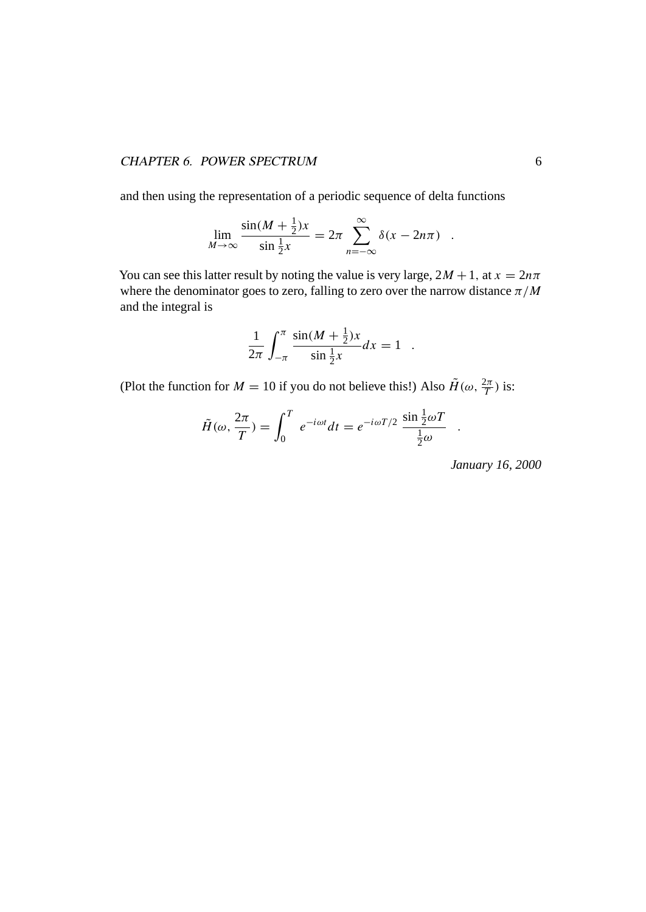and then using the representation of a periodic sequence of delta functions

$$\lim_{M\to\infty} \frac{\sin(M+\frac{1}{2})x}{\sin\frac{1}{2}x} = 2\pi \sum_{n=-\infty}^{\infty} \delta(x-2n\pi) \quad .$$

You can see this latter result by noting the value is very large, $2M+1$, at $x=2n\pi$ where the denominator goes to zero, falling to zero over the narrow distance $\pi/M$ and the integral is

$$\frac{1}{2\pi}\int_{-\pi}^{\pi} \frac{\sin(M+\frac{1}{2})x}{\sin\frac{1}{2}x} dx = 1 \quad .$$

(Plot the function for $M=10$ if you do not believe this!) Also $\tilde{H}(\omega, \frac{2\pi}{T})$ is:

$$\tilde{H}(\omega, \frac{2\pi}{T}) = \int_0^T \; e^{-i\omega t} dt = e^{-i\omega T/2} \; \frac{\sin\frac{1}{2}\omega T}{\frac{1}{2}\omega} \quad .$$

*January 16, 2000*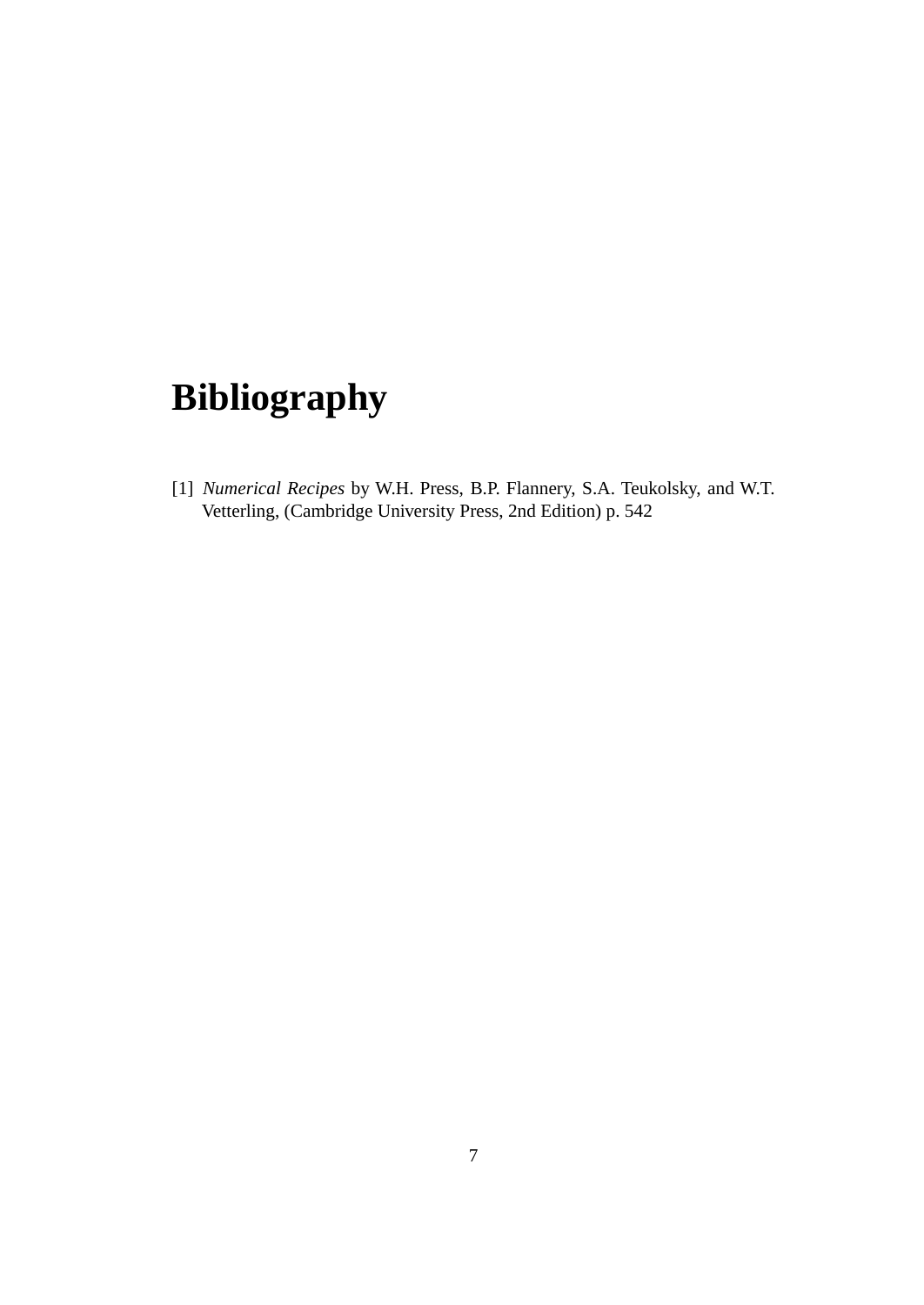# Bibliography

[1] *Numerical Recipes* by W.H. Press, B.P. Flannery, S.A. Teukolsky, and W.T. Vetterling, (Cambridge University Press, 2nd Edition) p. 542